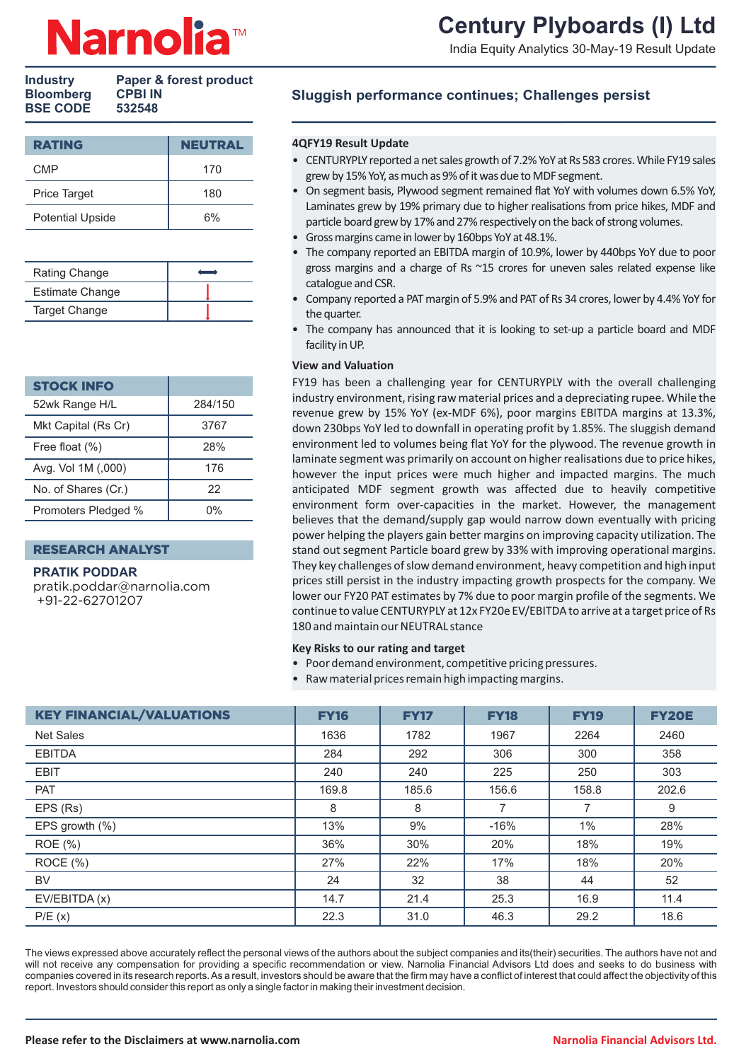# Century Plyboards (I) Ltd

India Equity Analytics 30-May-19 Result Update

| Industry | Paper & forest product |
|---|---|
| Bloomberg | CPBI IN |
| BSE CODE | 532548 |

| RATING | NEUTRAL |
|---|---|
| CMP | 170 |
| Price Target | 180 |
| Potential Upside | 6% |

| Rating Change | ⟷ |
|---|---|
| Estimate Change | ↓ |
| Target Change | ↓ |

| STOCK INFO | |
|---|---|
| 52wk Range H/L | 284/150 |
| Mkt Capital (Rs Cr) | 3767 |
| Free float (%) | 28% |
| Avg. Vol 1M (,000) | 176 |
| No. of Shares (Cr.) | 22 |
| Promoters Pledged % | 0% |

**RESEARCH ANALYST**

**PRATIK PODDAR**
pratik.poddar@narnolia.com
+91-22-62701207

## Sluggish performance continues; Challenges persist

### 4QFY19 Result Update

- CENTURYPLY reported a net sales growth of 7.2% YoY at Rs 583 crores. While FY19 sales grew by 15% YoY, as much as 9% of it was due to MDF segment.
- On segment basis, Plywood segment remained flat YoY with volumes down 6.5% YoY, Laminates grew by 19% primary due to higher realisations from price hikes, MDF and particle board grew by 17% and 27% respectively on the back of strong volumes.
- Gross margins came in lower by 160bps YoY at 48.1%.
- The company reported an EBITDA margin of 10.9%, lower by 440bps YoY due to poor gross margins and a charge of Rs ~15 crores for uneven sales related expense like catalogue and CSR.
- Company reported a PAT margin of 5.9% and PAT of Rs 34 crores, lower by 4.4% YoY for the quarter.
- The company has announced that it is looking to set-up a particle board and MDF facility in UP.

### View and Valuation

FY19 has been a challenging year for CENTURYPLY with the overall challenging industry environment, rising raw material prices and a depreciating rupee. While the revenue grew by 15% YoY (ex-MDF 6%), poor margins EBITDA margins at 13.3%, down 230bps YoY led to downfall in operating profit by 1.85%. The sluggish demand environment led to volumes being flat YoY for the plywood. The revenue growth in laminate segment was primarily on account on higher realisations due to price hikes, however the input prices were much higher and impacted margins. The much anticipated MDF segment growth was affected due to heavily competitive environment form over-capacities in the market. However, the management believes that the demand/supply gap would narrow down eventually with pricing power helping the players gain better margins on improving capacity utilization. The stand out segment Particle board grew by 33% with improving operational margins. They key challenges of slow demand environment, heavy competition and high input prices still persist in the industry impacting growth prospects for the company. We lower our FY20 PAT estimates by 7% due to poor margin profile of the segments. We continue to value CENTURYPLY at 12x FY20e EV/EBITDA to arrive at a target price of Rs 180 and maintain our NEUTRAL stance

### Key Risks to our rating and target

- Poor demand environment, competitive pricing pressures.
- Raw material prices remain high impacting margins.

| KEY FINANCIAL/VALUATIONS | FY16 | FY17 | FY18 | FY19 | FY20E |
|---|---|---|---|---|---|
| Net Sales | 1636 | 1782 | 1967 | 2264 | 2460 |
| EBITDA | 284 | 292 | 306 | 300 | 358 |
| EBIT | 240 | 240 | 225 | 250 | 303 |
| PAT | 169.8 | 185.6 | 156.6 | 158.8 | 202.6 |
| EPS (Rs) | 8 | 8 | 7 | 7 | 9 |
| EPS growth (%) | 13% | 9% | -16% | 1% | 28% |
| ROE (%) | 36% | 30% | 20% | 18% | 19% |
| ROCE (%) | 27% | 22% | 17% | 18% | 20% |
| BV | 24 | 32 | 38 | 44 | 52 |
| EV/EBITDA (x) | 14.7 | 21.4 | 25.3 | 16.9 | 11.4 |
| P/E (x) | 22.3 | 31.0 | 46.3 | 29.2 | 18.6 |

The views expressed above accurately reflect the personal views of the authors about the subject companies and its(their) securities. The authors have not and will not receive any compensation for providing a specific recommendation or view. Narnolia Financial Advisors Ltd does and seeks to do business with companies covered in its research reports. As a result, investors should be aware that the firm may have a conflict of interest that could affect the objectivity of this report. Investors should consider this report as only a single factor in making their investment decision.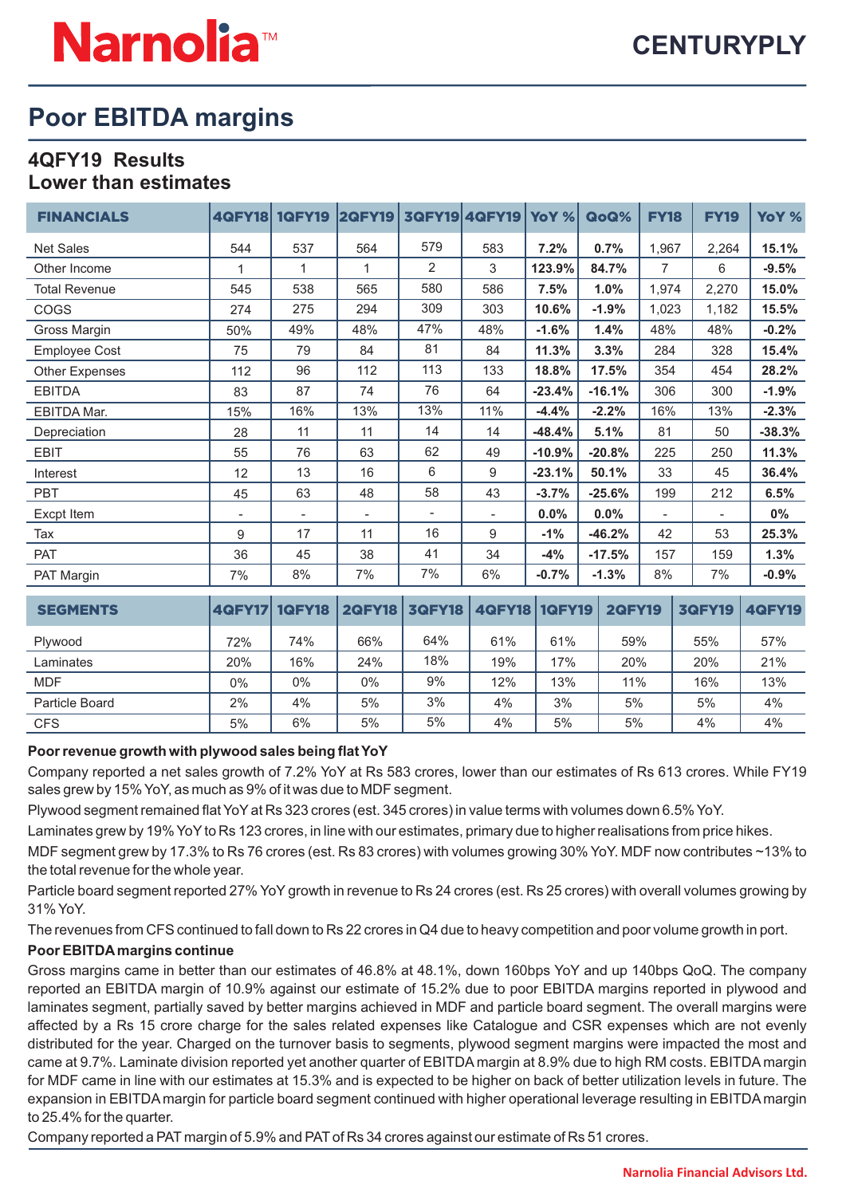# Poor EBITDA margins

## 4QFY19 Results
## Lower than estimates

| FINANCIALS | 4QFY18 | 1QFY19 | 2QFY19 | 3QFY19 | 4QFY19 | YoY % | QoQ% | FY18 | FY19 | YoY % |
|---|---|---|---|---|---|---|---|---|---|---|
| Net Sales | 544 | 537 | 564 | 579 | 583 | **7.2%** | **0.7%** | 1,967 | 2,264 | **15.1%** |
| Other Income | 1 | 1 | 1 | 2 | 3 | **123.9%** | **84.7%** | 7 | 6 | **-9.5%** |
| Total Revenue | 545 | 538 | 565 | 580 | 586 | **7.5%** | **1.0%** | 1,974 | 2,270 | **15.0%** |
| COGS | 274 | 275 | 294 | 309 | 303 | **10.6%** | **-1.9%** | 1,023 | 1,182 | **15.5%** |
| Gross Margin | 50% | 49% | 48% | 47% | 48% | **-1.6%** | **1.4%** | 48% | 48% | **-0.2%** |
| Employee Cost | 75 | 79 | 84 | 81 | 84 | **11.3%** | **3.3%** | 284 | 328 | **15.4%** |
| Other Expenses | 112 | 96 | 112 | 113 | 133 | **18.8%** | **17.5%** | 354 | 454 | **28.2%** |
| EBITDA | 83 | 87 | 74 | 76 | 64 | **-23.4%** | **-16.1%** | 306 | 300 | **-1.9%** |
| EBITDA Mar. | 15% | 16% | 13% | 13% | 11% | **-4.4%** | **-2.2%** | 16% | 13% | **-2.3%** |
| Depreciation | 28 | 11 | 11 | 14 | 14 | **-48.4%** | **5.1%** | 81 | 50 | **-38.3%** |
| EBIT | 55 | 76 | 63 | 62 | 49 | **-10.9%** | **-20.8%** | 225 | 250 | **11.3%** |
| Interest | 12 | 13 | 16 | 6 | 9 | **-23.1%** | **50.1%** | 33 | 45 | **36.4%** |
| PBT | 45 | 63 | 48 | 58 | 43 | **-3.7%** | **-25.6%** | 199 | 212 | **6.5%** |
| Excpt Item | - | - | - | - | - | **0.0%** | **0.0%** | - | - | **0%** |
| Tax | 9 | 17 | 11 | 16 | 9 | **-1%** | **-46.2%** | 42 | 53 | **25.3%** |
| PAT | 36 | 45 | 38 | 41 | 34 | **-4%** | **-17.5%** | 157 | 159 | **1.3%** |
| PAT Margin | 7% | 8% | 7% | 7% | 6% | **-0.7%** | **-1.3%** | 8% | 7% | **-0.9%** |

| SEGMENTS | 4QFY17 | 1QFY18 | 2QFY18 | 3QFY18 | 4QFY18 | 1QFY19 | 2QFY19 | 3QFY19 | 4QFY19 |
|---|---|---|---|---|---|---|---|---|---|
| Plywood | 72% | 74% | 66% | 64% | 61% | 61% | 59% | 55% | 57% |
| Laminates | 20% | 16% | 24% | 18% | 19% | 17% | 20% | 20% | 21% |
| MDF | 0% | 0% | 0% | 9% | 12% | 13% | 11% | 16% | 13% |
| Particle Board | 2% | 4% | 5% | 3% | 4% | 3% | 5% | 5% | 4% |
| CFS | 5% | 6% | 5% | 5% | 4% | 5% | 5% | 4% | 4% |

**Poor revenue growth with plywood sales being flat YoY**

Company reported a net sales growth of 7.2% YoY at Rs 583 crores, lower than our estimates of Rs 613 crores. While FY19 sales grew by 15% YoY, as much as 9% of it was due to MDF segment.

Plywood segment remained flat YoY at Rs 323 crores (est. 345 crores) in value terms with volumes down 6.5% YoY.

Laminates grew by 19% YoY to Rs 123 crores, in line with our estimates, primary due to higher realisations from price hikes.

MDF segment grew by 17.3% to Rs 76 crores (est. Rs 83 crores) with volumes growing 30% YoY. MDF now contributes ~13% to the total revenue for the whole year.

Particle board segment reported 27% YoY growth in revenue to Rs 24 crores (est. Rs 25 crores) with overall volumes growing by 31% YoY.

The revenues from CFS continued to fall down to Rs 22 crores in Q4 due to heavy competition and poor volume growth in port.

**Poor EBITDA margins continue**

Gross margins came in better than our estimates of 46.8% at 48.1%, down 160bps YoY and up 140bps QoQ. The company reported an EBITDA margin of 10.9% against our estimate of 15.2% due to poor EBITDA margins reported in plywood and laminates segment, partially saved by better margins achieved in MDF and particle board segment. The overall margins were affected by a Rs 15 crore charge for the sales related expenses like Catalogue and CSR expenses which are not evenly distributed for the year. Charged on the turnover basis to segments, plywood segment margins were impacted the most and came at 9.7%. Laminate division reported yet another quarter of EBITDA margin at 8.9% due to high RM costs. EBITDA margin for MDF came in line with our estimates at 15.3% and is expected to be higher on back of better utilization levels in future. The expansion in EBITDA margin for particle board segment continued with higher operational leverage resulting in EBITDA margin to 25.4% for the quarter.

Company reported a PAT margin of 5.9% and PAT of Rs 34 crores against our estimate of Rs 51 crores.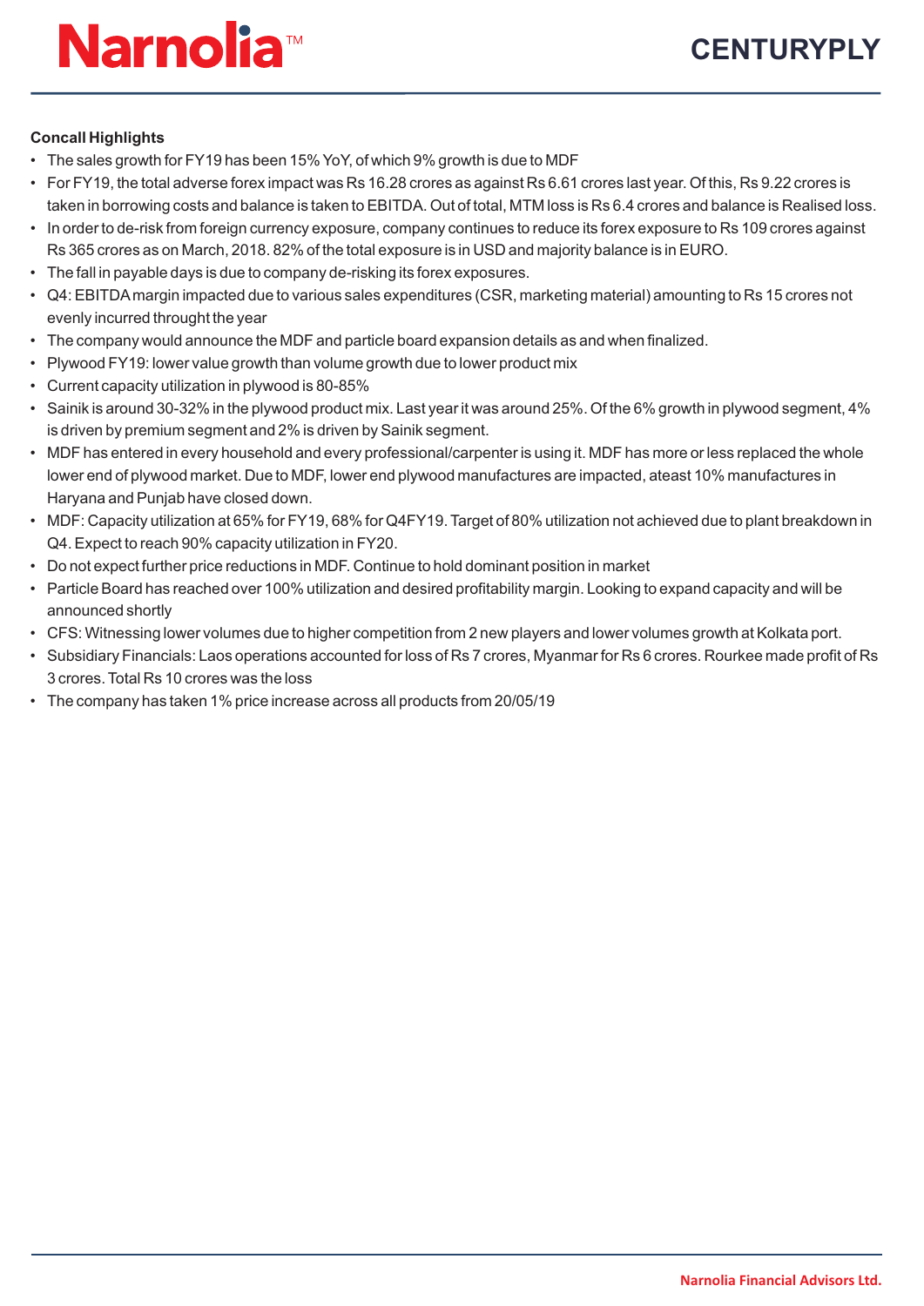**Concall Highlights**

- The sales growth for FY19 has been 15% YoY, of which 9% growth is due to MDF
- For FY19, the total adverse forex impact was Rs 16.28 crores as against Rs 6.61 crores last year. Of this, Rs 9.22 crores is taken in borrowing costs and balance is taken to EBITDA. Out of total, MTM loss is Rs 6.4 crores and balance is Realised loss.
- In order to de-risk from foreign currency exposure, company continues to reduce its forex exposure to Rs 109 crores against Rs 365 crores as on March, 2018. 82% of the total exposure is in USD and majority balance is in EURO.
- The fall in payable days is due to company de-risking its forex exposures.
- Q4: EBITDA margin impacted due to various sales expenditures (CSR, marketing material) amounting to Rs 15 crores not evenly incurred throught the year
- The company would announce the MDF and particle board expansion details as and when finalized.
- Plywood FY19: lower value growth than volume growth due to lower product mix
- Current capacity utilization in plywood is 80-85%
- Sainik is around 30-32% in the plywood product mix. Last year it was around 25%. Of the 6% growth in plywood segment, 4% is driven by premium segment and 2% is driven by Sainik segment.
- MDF has entered in every household and every professional/carpenter is using it. MDF has more or less replaced the whole lower end of plywood market. Due to MDF, lower end plywood manufactures are impacted, ateast 10% manufactures in Haryana and Punjab have closed down.
- MDF: Capacity utilization at 65% for FY19, 68% for Q4FY19. Target of 80% utilization not achieved due to plant breakdown in Q4. Expect to reach 90% capacity utilization in FY20.
- Do not expect further price reductions in MDF. Continue to hold dominant position in market
- Particle Board has reached over 100% utilization and desired profitability margin. Looking to expand capacity and will be announced shortly
- CFS: Witnessing lower volumes due to higher competition from 2 new players and lower volumes growth at Kolkata port.
- Subsidiary Financials: Laos operations accounted for loss of Rs 7 crores, Myanmar for Rs 6 crores. Rourkee made profit of Rs 3 crores. Total Rs 10 crores was the loss
- The company has taken 1% price increase across all products from 20/05/19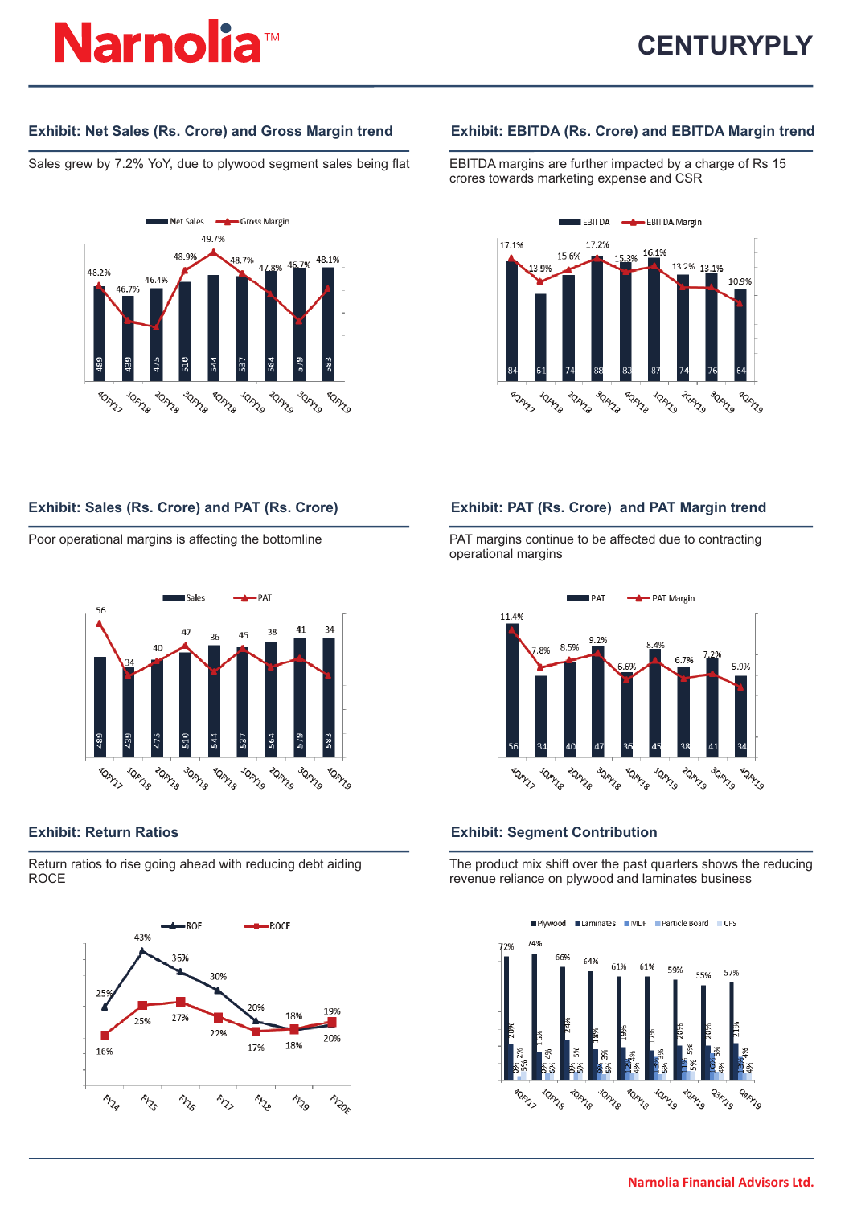## Exhibit: Net Sales (Rs. Crore) and Gross Margin trend

Sales grew by 7.2% YoY, due to plywood segment sales being flat

| | 4QFY17 | 1QFY18 | 2QFY18 | 3QFY18 | 4QFY18 | 1QFY19 | 2QFY19 | 3QFY19 | 4QFY19 |
|---|---|---|---|---|---|---|---|---|---|
| Net Sales | 489 | 439 | 475 | 510 | 544 | 537 | 564 | 579 | 583 |
| Gross Margin | 48.2% | 46.7% | 46.4% | 48.9% | 49.7% | 48.7% | 47.8% | 46.7% | 48.1% |

## Exhibit: EBITDA (Rs. Crore) and EBITDA Margin trend

EBITDA margins are further impacted by a charge of Rs 15 crores towards marketing expense and CSR

| | 4QFY17 | 1QFY18 | 2QFY18 | 3QFY18 | 4QFY18 | 1QFY19 | 2QFY19 | 3QFY19 | 4QFY19 |
|---|---|---|---|---|---|---|---|---|---|
| EBITDA | 84 | 61 | 74 | 88 | 83 | 87 | 74 | 76 | 64 |
| EBITDA Margin | 17.1% | 13.9% | 15.6% | 17.2% | 15.3% | 16.1% | 13.2% | 13.1% | 10.9% |

## Exhibit: Sales (Rs. Crore) and PAT (Rs. Crore)

Poor operational margins is affecting the bottomline

| | 4QFY17 | 1QFY18 | 2QFY18 | 3QFY18 | 4QFY18 | 1QFY19 | 2QFY19 | 3QFY19 | 4QFY19 |
|---|---|---|---|---|---|---|---|---|---|
| Sales | 489 | 439 | 475 | 510 | 544 | 537 | 564 | 579 | 583 |
| PAT | 56 | 34 | 40 | 47 | 36 | 45 | 38 | 41 | 34 |

## Exhibit: PAT (Rs. Crore) and PAT Margin trend

PAT margins continue to be affected due to contracting operational margins

| | 4QFY17 | 1QFY18 | 2QFY18 | 3QFY18 | 4QFY18 | 1QFY19 | 2QFY19 | 3QFY19 | 4QFY19 |
|---|---|---|---|---|---|---|---|---|---|
| PAT | 56 | 34 | 40 | 47 | 36 | 45 | 38 | 41 | 34 |
| PAT Margin | 11.4% | 7.8% | 8.5% | 9.2% | 6.6% | 8.4% | 6.7% | 7.2% | 5.9% |

## Exhibit: Return Ratios

Return ratios to rise going ahead with reducing debt aiding ROCE

| | FY14 | FY15 | FY16 | FY17 | FY18 | FY19 | FY20E |
|---|---|---|---|---|---|---|---|
| ROE | 25% | 43% | 36% | 30% | 20% | 18% | 20% |
| ROCE | 16% | 25% | 27% | 22% | 17% | 18% | 19% |

## Exhibit: Segment Contribution

The product mix shift over the past quarters shows the reducing revenue reliance on plywood and laminates business

| | 4QFY17 | 1QFY18 | 2QFY18 | 3QFY18 | 4QFY18 | 1QFY19 | 2QFY19 | Q3FY19 | Q4FY19 |
|---|---|---|---|---|---|---|---|---|---|
| Plywood | 72% | 74% | 66% | 64% | 61% | 61% | 59% | 55% | 57% |
| Laminates | 20% | 16% | 24% | 18% | 19% | 17% | 20% | 20% | 21% |
| MDF | 0% | 0% | 0% | 9% | 12% | 13% | 11% | 10% | 13% |
| Particle Board | 2% | 4% | 5% | 3% | 4% | 3% | 5% | 5% | 4% |
| CFS | 5% | 6% | 5% | 5% | 4% | 5% | 5% | 4% | 4% |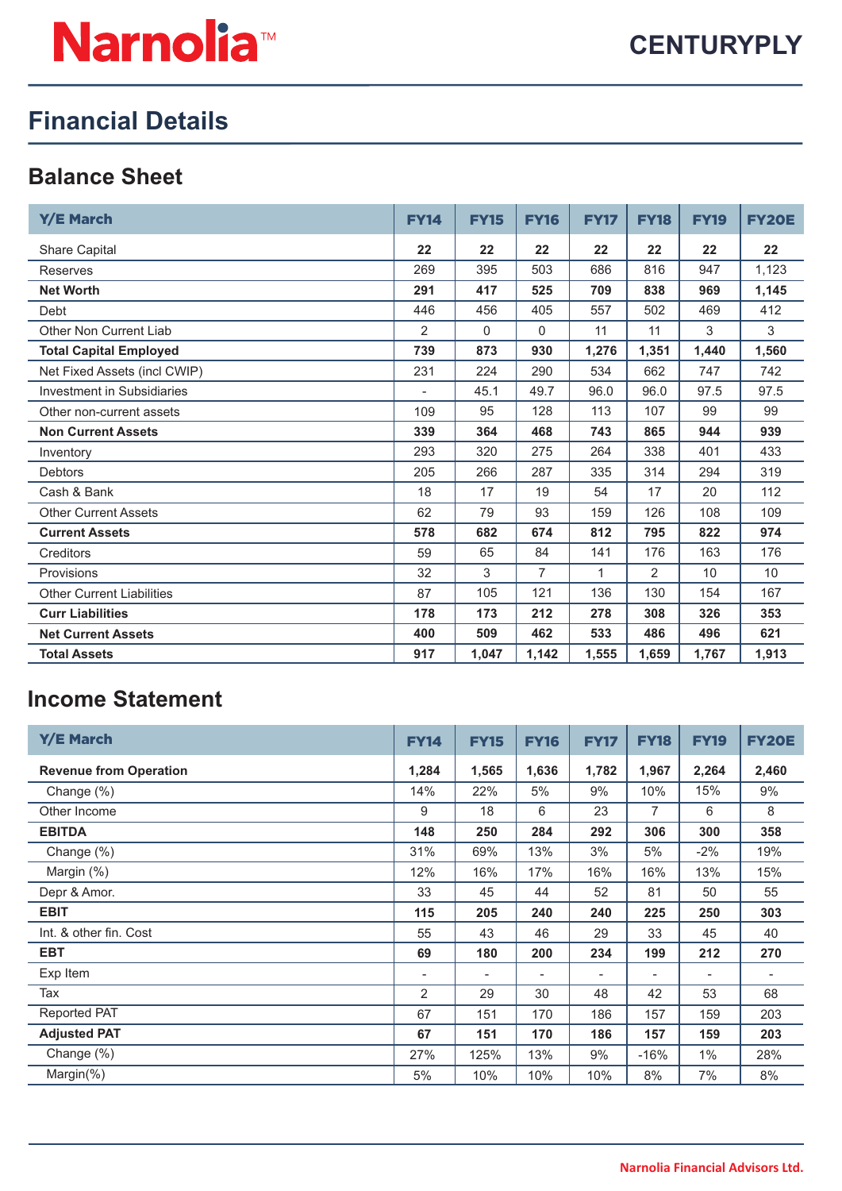# Financial Details

## Balance Sheet

| Y/E March | FY14 | FY15 | FY16 | FY17 | FY18 | FY19 | FY20E |
|---|---|---|---|---|---|---|---|
| Share Capital | **22** | **22** | **22** | **22** | **22** | **22** | **22** |
| Reserves | 269 | 395 | 503 | 686 | 816 | 947 | 1,123 |
| **Net Worth** | **291** | **417** | **525** | **709** | **838** | **969** | **1,145** |
| Debt | 446 | 456 | 405 | 557 | 502 | 469 | 412 |
| Other Non Current Liab | 2 | 0 | 0 | 11 | 11 | 3 | 3 |
| **Total Capital Employed** | **739** | **873** | **930** | **1,276** | **1,351** | **1,440** | **1,560** |
| Net Fixed Assets (incl CWIP) | 231 | 224 | 290 | 534 | 662 | 747 | 742 |
| Investment in Subsidiaries | - | 45.1 | 49.7 | 96.0 | 96.0 | 97.5 | 97.5 |
| Other non-current assets | 109 | 95 | 128 | 113 | 107 | 99 | 99 |
| **Non Current Assets** | **339** | **364** | **468** | **743** | **865** | **944** | **939** |
| Inventory | 293 | 320 | 275 | 264 | 338 | 401 | 433 |
| Debtors | 205 | 266 | 287 | 335 | 314 | 294 | 319 |
| Cash & Bank | 18 | 17 | 19 | 54 | 17 | 20 | 112 |
| Other Current Assets | 62 | 79 | 93 | 159 | 126 | 108 | 109 |
| **Current Assets** | **578** | **682** | **674** | **812** | **795** | **822** | **974** |
| Creditors | 59 | 65 | 84 | 141 | 176 | 163 | 176 |
| Provisions | 32 | 3 | 7 | 1 | 2 | 10 | 10 |
| Other Current Liabilities | 87 | 105 | 121 | 136 | 130 | 154 | 167 |
| **Curr Liabilities** | **178** | **173** | **212** | **278** | **308** | **326** | **353** |
| **Net Current Assets** | **400** | **509** | **462** | **533** | **486** | **496** | **621** |
| **Total Assets** | **917** | **1,047** | **1,142** | **1,555** | **1,659** | **1,767** | **1,913** |

## Income Statement

| Y/E March | FY14 | FY15 | FY16 | FY17 | FY18 | FY19 | FY20E |
|---|---|---|---|---|---|---|---|
| **Revenue from Operation** | **1,284** | **1,565** | **1,636** | **1,782** | **1,967** | **2,264** | **2,460** |
| Change (%) | 14% | 22% | 5% | 9% | 10% | 15% | 9% |
| Other Income | 9 | 18 | 6 | 23 | 7 | 6 | 8 |
| **EBITDA** | **148** | **250** | **284** | **292** | **306** | **300** | **358** |
| Change (%) | 31% | 69% | 13% | 3% | 5% | -2% | 19% |
| Margin (%) | 12% | 16% | 17% | 16% | 16% | 13% | 15% |
| Depr & Amor. | 33 | 45 | 44 | 52 | 81 | 50 | 55 |
| **EBIT** | **115** | **205** | **240** | **240** | **225** | **250** | **303** |
| Int. & other fin. Cost | 55 | 43 | 46 | 29 | 33 | 45 | 40 |
| **EBT** | **69** | **180** | **200** | **234** | **199** | **212** | **270** |
| Exp Item | - | - | - | - | - | - | - |
| Tax | 2 | 29 | 30 | 48 | 42 | 53 | 68 |
| Reported PAT | 67 | 151 | 170 | 186 | 157 | 159 | 203 |
| **Adjusted PAT** | **67** | **151** | **170** | **186** | **157** | **159** | **203** |
| Change (%) | 27% | 125% | 13% | 9% | -16% | 1% | 28% |
| Margin(%) | 5% | 10% | 10% | 10% | 8% | 7% | 8% |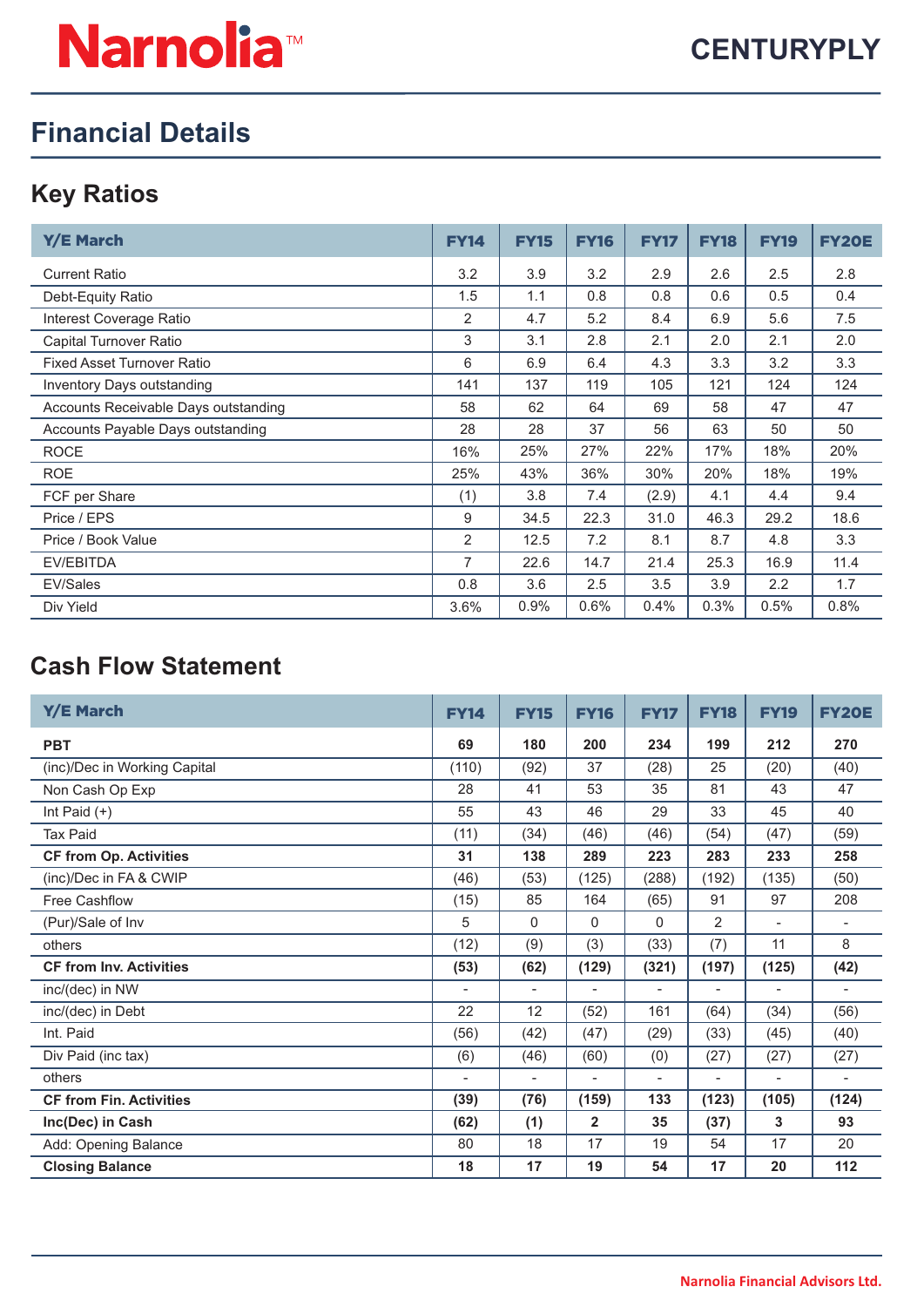# Financial Details

## Key Ratios

| Y/E March | FY14 | FY15 | FY16 | FY17 | FY18 | FY19 | FY20E |
|---|---|---|---|---|---|---|---|
| Current Ratio | 3.2 | 3.9 | 3.2 | 2.9 | 2.6 | 2.5 | 2.8 |
| Debt-Equity Ratio | 1.5 | 1.1 | 0.8 | 0.8 | 0.6 | 0.5 | 0.4 |
| Interest Coverage Ratio | 2 | 4.7 | 5.2 | 8.4 | 6.9 | 5.6 | 7.5 |
| Capital Turnover Ratio | 3 | 3.1 | 2.8 | 2.1 | 2.0 | 2.1 | 2.0 |
| Fixed Asset Turnover Ratio | 6 | 6.9 | 6.4 | 4.3 | 3.3 | 3.2 | 3.3 |
| Inventory Days outstanding | 141 | 137 | 119 | 105 | 121 | 124 | 124 |
| Accounts Receivable Days outstanding | 58 | 62 | 64 | 69 | 58 | 47 | 47 |
| Accounts Payable Days outstanding | 28 | 28 | 37 | 56 | 63 | 50 | 50 |
| ROCE | 16% | 25% | 27% | 22% | 17% | 18% | 20% |
| ROE | 25% | 43% | 36% | 30% | 20% | 18% | 19% |
| FCF per Share | (1) | 3.8 | 7.4 | (2.9) | 4.1 | 4.4 | 9.4 |
| Price / EPS | 9 | 34.5 | 22.3 | 31.0 | 46.3 | 29.2 | 18.6 |
| Price / Book Value | 2 | 12.5 | 7.2 | 8.1 | 8.7 | 4.8 | 3.3 |
| EV/EBITDA | 7 | 22.6 | 14.7 | 21.4 | 25.3 | 16.9 | 11.4 |
| EV/Sales | 0.8 | 3.6 | 2.5 | 3.5 | 3.9 | 2.2 | 1.7 |
| Div Yield | 3.6% | 0.9% | 0.6% | 0.4% | 0.3% | 0.5% | 0.8% |

## Cash Flow Statement

| Y/E March | FY14 | FY15 | FY16 | FY17 | FY18 | FY19 | FY20E |
|---|---|---|---|---|---|---|---|
| **PBT** | **69** | **180** | **200** | **234** | **199** | **212** | **270** |
| (inc)/Dec in Working Capital | (110) | (92) | 37 | (28) | 25 | (20) | (40) |
| Non Cash Op Exp | 28 | 41 | 53 | 35 | 81 | 43 | 47 |
| Int Paid (+) | 55 | 43 | 46 | 29 | 33 | 45 | 40 |
| Tax Paid | (11) | (34) | (46) | (46) | (54) | (47) | (59) |
| **CF from Op. Activities** | **31** | **138** | **289** | **223** | **283** | **233** | **258** |
| (inc)/Dec in FA & CWIP | (46) | (53) | (125) | (288) | (192) | (135) | (50) |
| Free Cashflow | (15) | 85 | 164 | (65) | 91 | 97 | 208 |
| (Pur)/Sale of Inv | 5 | 0 | 0 | 0 | 2 | - | - |
| others | (12) | (9) | (3) | (33) | (7) | 11 | 8 |
| **CF from Inv. Activities** | **(53)** | **(62)** | **(129)** | **(321)** | **(197)** | **(125)** | **(42)** |
| inc/(dec) in NW | - | - | - | - | - | - | - |
| inc/(dec) in Debt | 22 | 12 | (52) | 161 | (64) | (34) | (56) |
| Int. Paid | (56) | (42) | (47) | (29) | (33) | (45) | (40) |
| Div Paid (inc tax) | (6) | (46) | (60) | (0) | (27) | (27) | (27) |
| others | - | - | - | - | - | - | - |
| **CF from Fin. Activities** | **(39)** | **(76)** | **(159)** | **133** | **(123)** | **(105)** | **(124)** |
| **Inc(Dec) in Cash** | **(62)** | **(1)** | **2** | **35** | **(37)** | **3** | **93** |
| Add: Opening Balance | 80 | 18 | 17 | 19 | 54 | 17 | 20 |
| **Closing Balance** | **18** | **17** | **19** | **54** | **17** | **20** | **112** |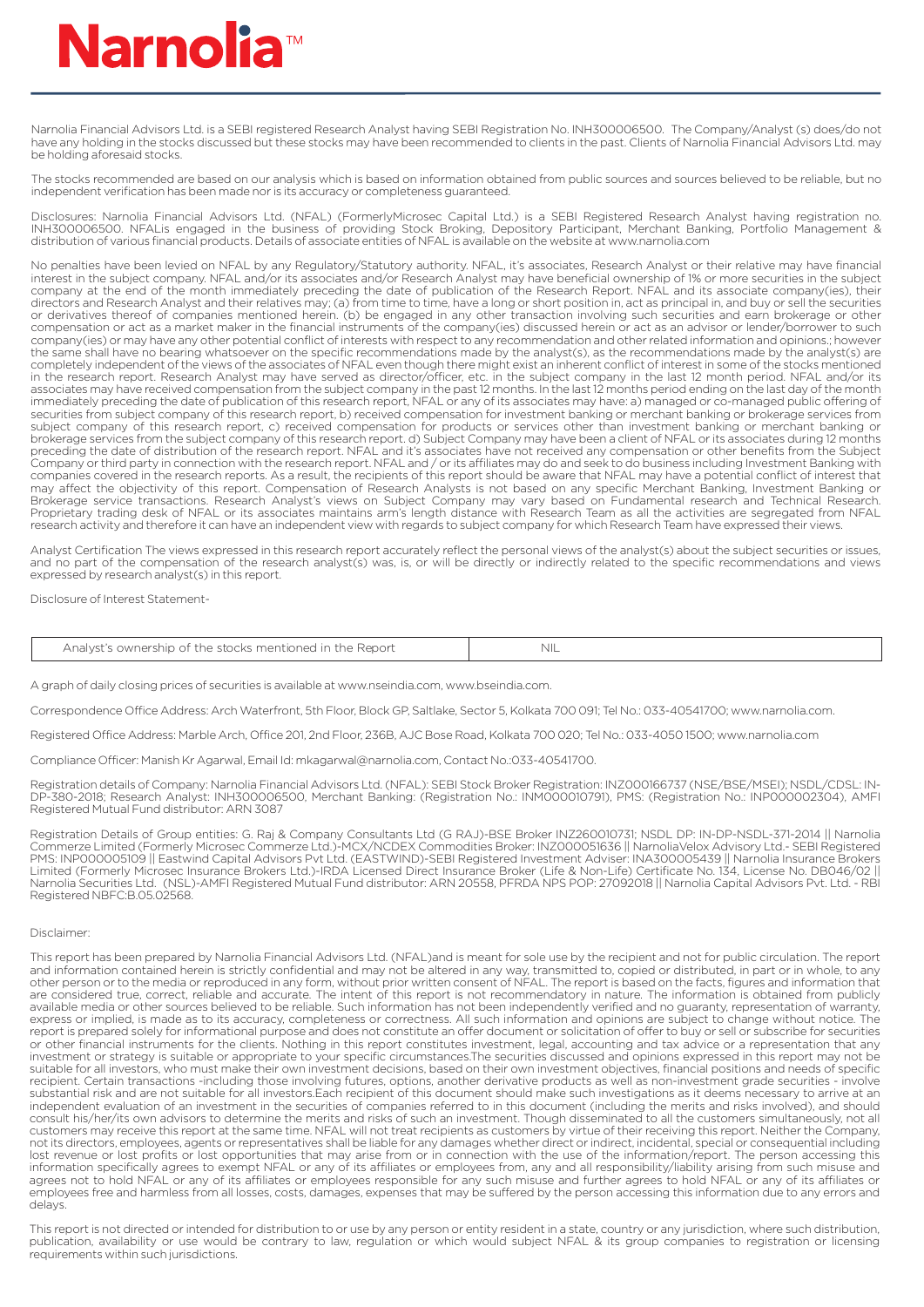# Narnolia™

Narnolia Financial Advisors Ltd. is a SEBI registered Research Analyst having SEBI Registration No. INH300006500. The Company/Analyst (s) does/do not have any holding in the stocks discussed but these stocks may have been recommended to clients in the past. Clients of Narnolia Financial Advisors Ltd. may be holding aforesaid stocks.

The stocks recommended are based on our analysis which is based on information obtained from public sources and sources believed to be reliable, but no independent verification has been made nor is its accuracy or completeness guaranteed.

Disclosures: Narnolia Financial Advisors Ltd. (NFAL) (FormerlyMicrosec Capital Ltd.) is a SEBI Registered Research Analyst having registration no. INH300006500. NFALis engaged in the business of providing Stock Broking, Depository Participant, Merchant Banking, Portfolio Management & distribution of various financial products. Details of associate entities of NFAL is available on the website at www.narnolia.com

No penalties have been levied on NFAL by any Regulatory/Statutory authority. NFAL, it's associates, Research Analyst or their relative may have financial interest in the subject company. NFAL and/or its associates and/or Research Analyst may have beneficial ownership of 1% or more securities in the subject company at the end of the month immediately preceding the date of publication of the Research Report. NFAL and its associate company(ies), their directors and Research Analyst and their relatives may; (a) from time to time, have a long or short position in, act as principal in, and buy or sell the securities or derivatives thereof of companies mentioned herein. (b) be engaged in any other transaction involving such securities and earn brokerage or other compensation or act as a market maker in the financial instruments of the company(ies) discussed herein or act as an advisor or lender/borrower to such company(ies) or may have any other potential conflict of interests with respect to any recommendation and other related information and opinions.; however the same shall have no bearing whatsoever on the specific recommendations made by the analyst(s), as the recommendations made by the analyst(s) are completely independent of the views of the associates of NFAL even though there might exist an inherent conflict of interest in some of the stocks mentioned in the research report. Research Analyst may have served as director/officer, etc. in the subject company in the last 12 month period. NFAL and/or its associates may have received compensation from the subject company in the past 12 months. In the last 12 months period ending on the last day of the month immediately preceding the date of publication of this research report, NFAL or any of its associates may have: a) managed or co-managed public offering of securities from subject company of this research report, b) received compensation for investment banking or merchant banking or brokerage services from subject company of this research report, c) received compensation for products or services other than investment banking or merchant banking or brokerage services from the subject company of this research report. d) Subject Company may have been a client of NFAL or its associates during 12 months preceding the date of distribution of the research report. NFAL and it's associates have not received any compensation or other benefits from the Subject Company or third party in connection with the research report. NFAL and / or its affiliates may do and seek to do business including Investment Banking with companies covered in the research reports. As a result, the recipients of this report should be aware that NFAL may have a potential conflict of interest that may affect the objectivity of this report. Compensation of Research Analysts is not based on any specific Merchant Banking, Investment Banking or Brokerage service transactions. Research Analyst's views on Subject Company may vary based on Fundamental research and Technical Research. Proprietary trading desk of NFAL or its associates maintains arm's length distance with Research Team as all the activities are segregated from NFAL research activity and therefore it can have an independent view with regards to subject company for which Research Team have expressed their views.

Analyst Certification The views expressed in this research report accurately reflect the personal views of the analyst(s) about the subject securities or issues, and no part of the compensation of the research analyst(s) was, is, or will be directly or indirectly related to the specific recommendations and views expressed by research analyst(s) in this report.

Disclosure of Interest Statement-

| | |
|---|---|
| Analyst's ownership of the stocks mentioned in the Report | NIL |

A graph of daily closing prices of securities is available at www.nseindia.com, www.bseindia.com.

Correspondence Office Address: Arch Waterfront, 5th Floor, Block GP, Saltlake, Sector 5, Kolkata 700 091; Tel No.: 033-40541700; www.narnolia.com.

Registered Office Address: Marble Arch, Office 201, 2nd Floor, 236B, AJC Bose Road, Kolkata 700 020; Tel No.: 033-4050 1500; www.narnolia.com

Compliance Officer: Manish Kr Agarwal, Email Id: mkagarwal@narnolia.com, Contact No.:033-40541700.

Registration details of Company: Narnolia Financial Advisors Ltd. (NFAL): SEBI Stock Broker Registration: INZ000166737 (NSE/BSE/MSEI); NSDL/CDSL: IN-DP-380-2018; Research Analyst: INH300006500, Merchant Banking: (Registration No.: INM000010791), PMS: (Registration No.: INP000002304), AMFI Registered Mutual Fund distributor: ARN 3087

Registration Details of Group entities: G. Raj & Company Consultants Ltd (G RAJ)-BSE Broker INZ260010731; NSDL DP: IN-DP-NSDL-371-2014 || Narnolia Commerze Limited (Formerly Microsec Commerze Ltd.)-MCX/NCDEX Commodities Broker: INZ000051636 || NarnoliaVelox Advisory Ltd.- SEBI Registered PMS: INP000005109 || Eastwind Capital Advisors Pvt Ltd. (EASTWIND)-SEBI Registered Investment Adviser: INA300005439 || Narnolia Insurance Brokers Limited (Formerly Microsec Insurance Brokers Ltd.)-IRDA Licensed Direct Insurance Broker (Life & Non-Life) Certificate No. 134, License No. DB046/02 || Narnolia Securities Ltd. (NSL)-AMFI Registered Mutual Fund distributor: ARN 20558, PFRDA NPS POP: 27092018 || Narnolia Capital Advisors Pvt. Ltd. - RBI Registered NBFC:B.05.02568.

Disclaimer:

This report has been prepared by Narnolia Financial Advisors Ltd. (NFAL)and is meant for sole use by the recipient and not for public circulation. The report and information contained herein is strictly confidential and may not be altered in any way, transmitted to, copied or distributed, in part or in whole, to any other person or to the media or reproduced in any form, without prior written consent of NFAL. The report is based on the facts, figures and information that are considered true, correct, reliable and accurate. The intent of this report is not recommendatory in nature. The information is obtained from publicly available media or other sources believed to be reliable. Such information has not been independently verified and no guaranty, representation of warranty, express or implied, is made as to its accuracy, completeness or correctness. All such information and opinions are subject to change without notice. The report is prepared solely for informational purpose and does not constitute an offer document or solicitation of offer to buy or sell or subscribe for securities or other financial instruments for the clients. Nothing in this report constitutes investment, legal, accounting and tax advice or a representation that any investment or strategy is suitable or appropriate to your specific circumstances.The securities discussed and opinions expressed in this report may not be suitable for all investors, who must make their own investment decisions, based on their own investment objectives, financial positions and needs of specific recipient. Certain transactions -including those involving futures, options, another derivative products as well as non-investment grade securities - involve substantial risk and are not suitable for all investors.Each recipient of this document should make such investigations as it deems necessary to arrive at an independent evaluation of an investment in the securities of companies referred to in this document (including the merits and risks involved), and should consult his/her/its own advisors to determine the merits and risks of such an investment. Though disseminated to all the customers simultaneously, not all customers may receive this report at the same time. NFAL will not treat recipients as customers by virtue of their receiving this report. Neither the Company, not its directors, employees, agents or representatives shall be liable for any damages whether direct or indirect, incidental, special or consequential including lost revenue or lost profits or lost opportunities that may arise from or in connection with the use of the information/report. The person accessing this information specifically agrees to exempt NFAL or any of its affiliates or employees from, any and all responsibility/liability arising from such misuse and agrees not to hold NFAL or any of its affiliates or employees responsible for any such misuse and further agrees to hold NFAL or any of its affiliates or employees free and harmless from all losses, costs, damages, expenses that may be suffered by the person accessing this information due to any errors and delays.

This report is not directed or intended for distribution to or use by any person or entity resident in a state, country or any jurisdiction, where such distribution, publication, availability or use would be contrary to law, regulation or which would subject NFAL & its group companies to registration or licensing requirements within such jurisdictions.